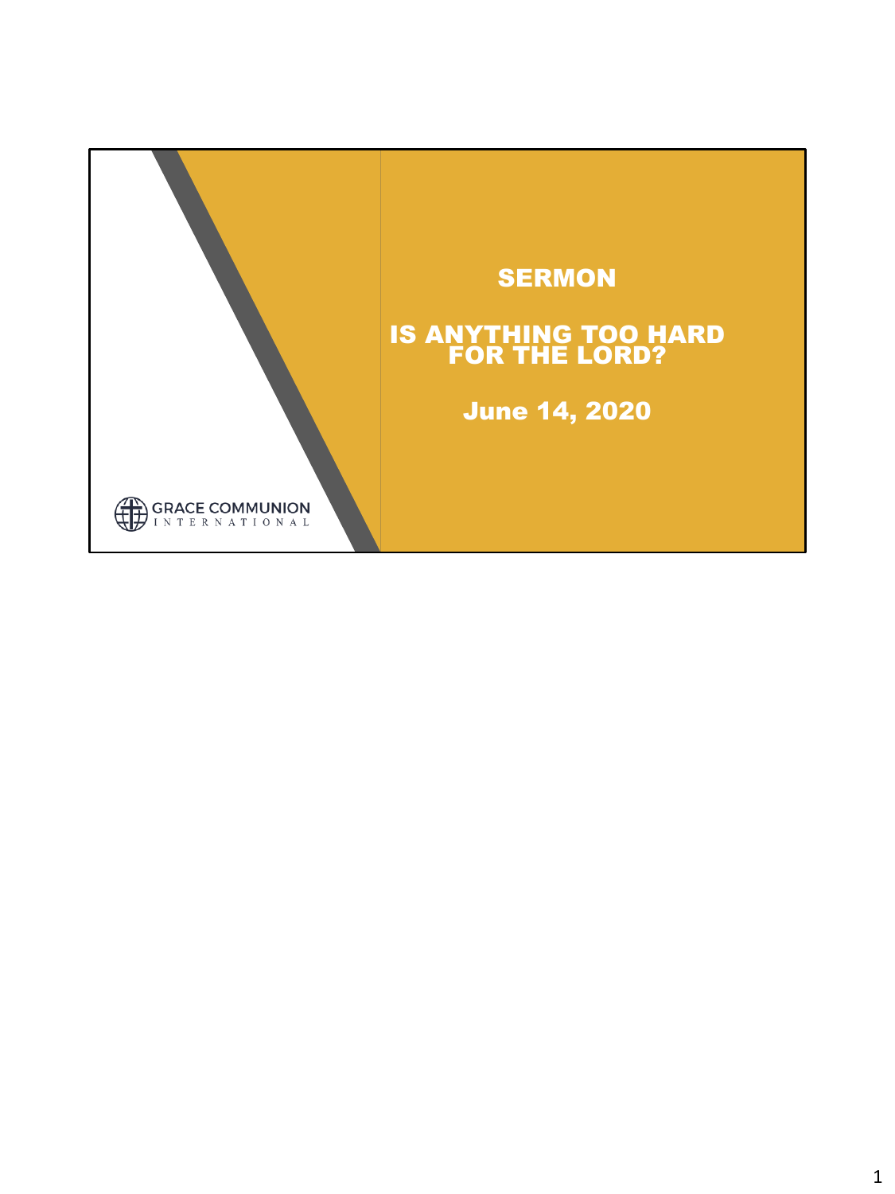# SERMON

## IS ANYTHING TOO HARD FOR THE LORD?

**June 14, 2020**

GRACE COMMUNION INTERNATIONAL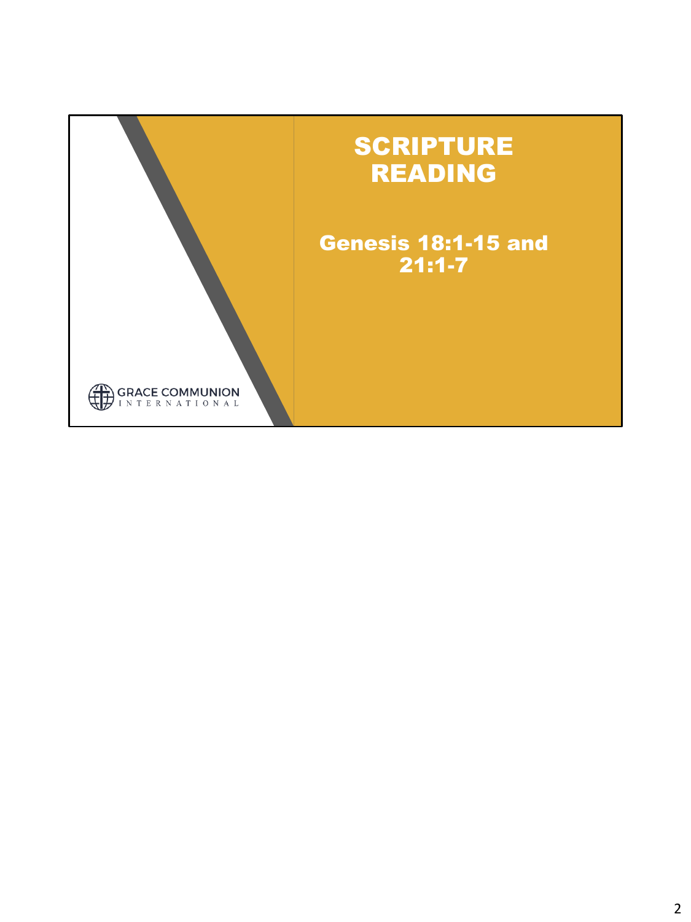# SCRIPTURE READING

**Genesis 18:1-15 and 21:1-7**

GRACE COMMUNION INTERNATIONAL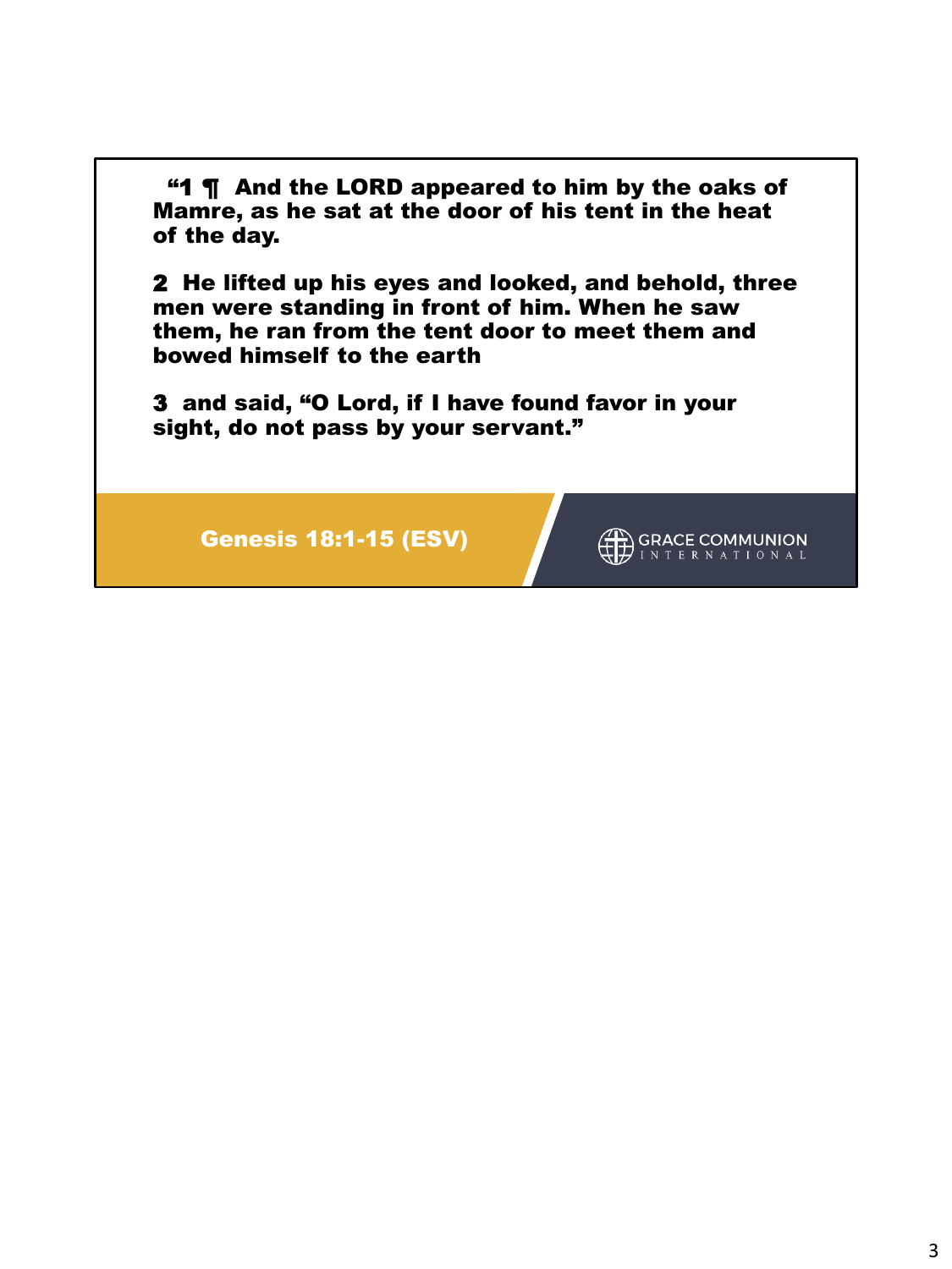"1 ¶ And the LORD appeared to him by the oaks of Mamre, as he sat at the door of his tent in the heat of the day.

2 He lifted up his eyes and looked, and behold, three men were standing in front of him. When he saw them, he ran from the tent door to meet them and bowed himself to the earth

3 and said, "O Lord, if I have found favor in your sight, do not pass by your servant."

Genesis 18:1-15 (ESV)

GRACE COMMUNION INTERNATIONAL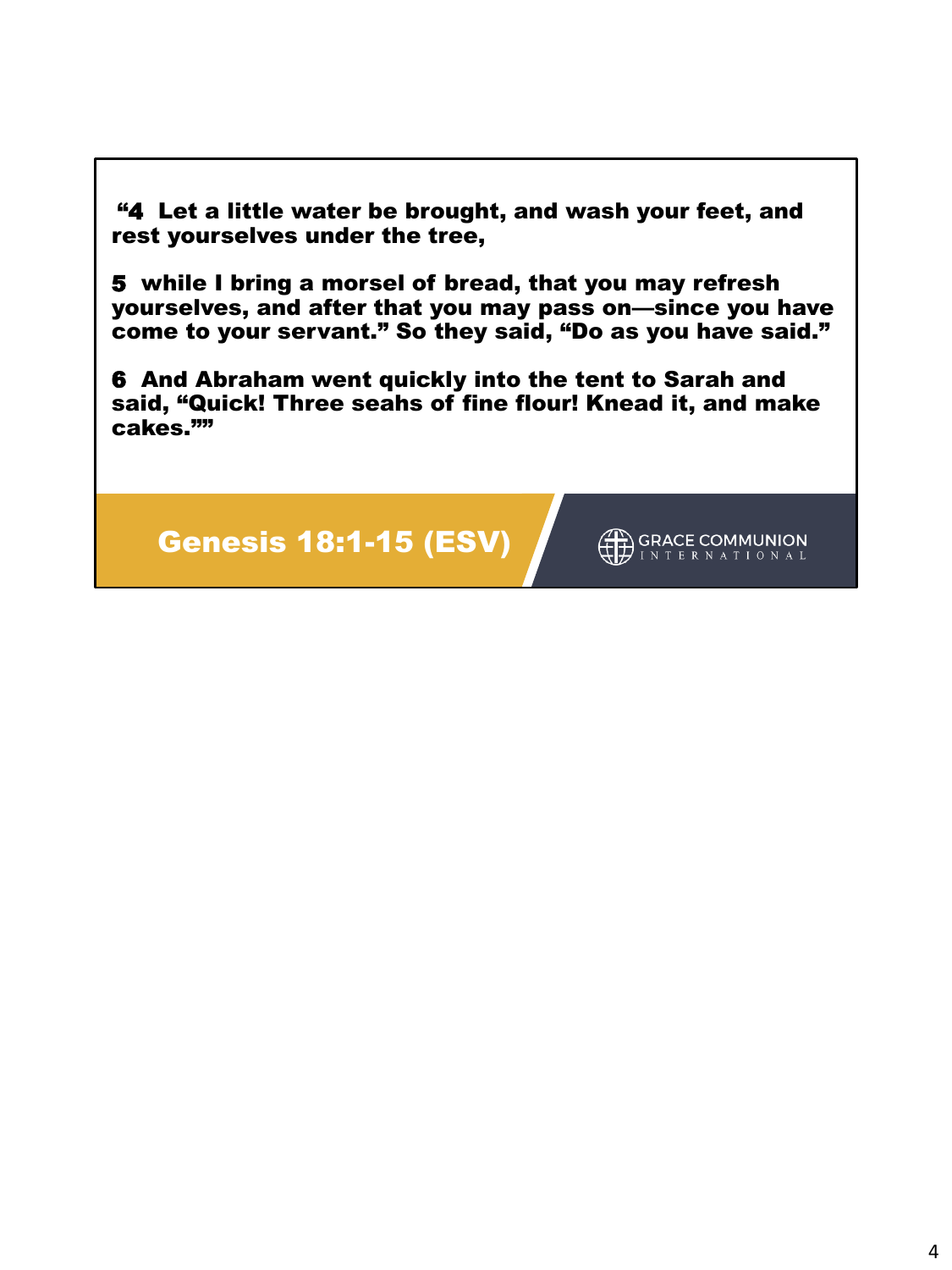**“4 Let a little water be brought, and wash your feet, and rest yourselves under the tree,**

**5 while I bring a morsel of bread, that you may refresh yourselves, and after that you may pass on—since you have come to your servant.” So they said, “Do as you have said.”**

**6 And Abraham went quickly into the tent to Sarah and said, “Quick! Three seahs of fine flour! Knead it, and make cakes.””**

**Genesis 18:1-15 (ESV)**

GRACE COMMUNION INTERNATIONAL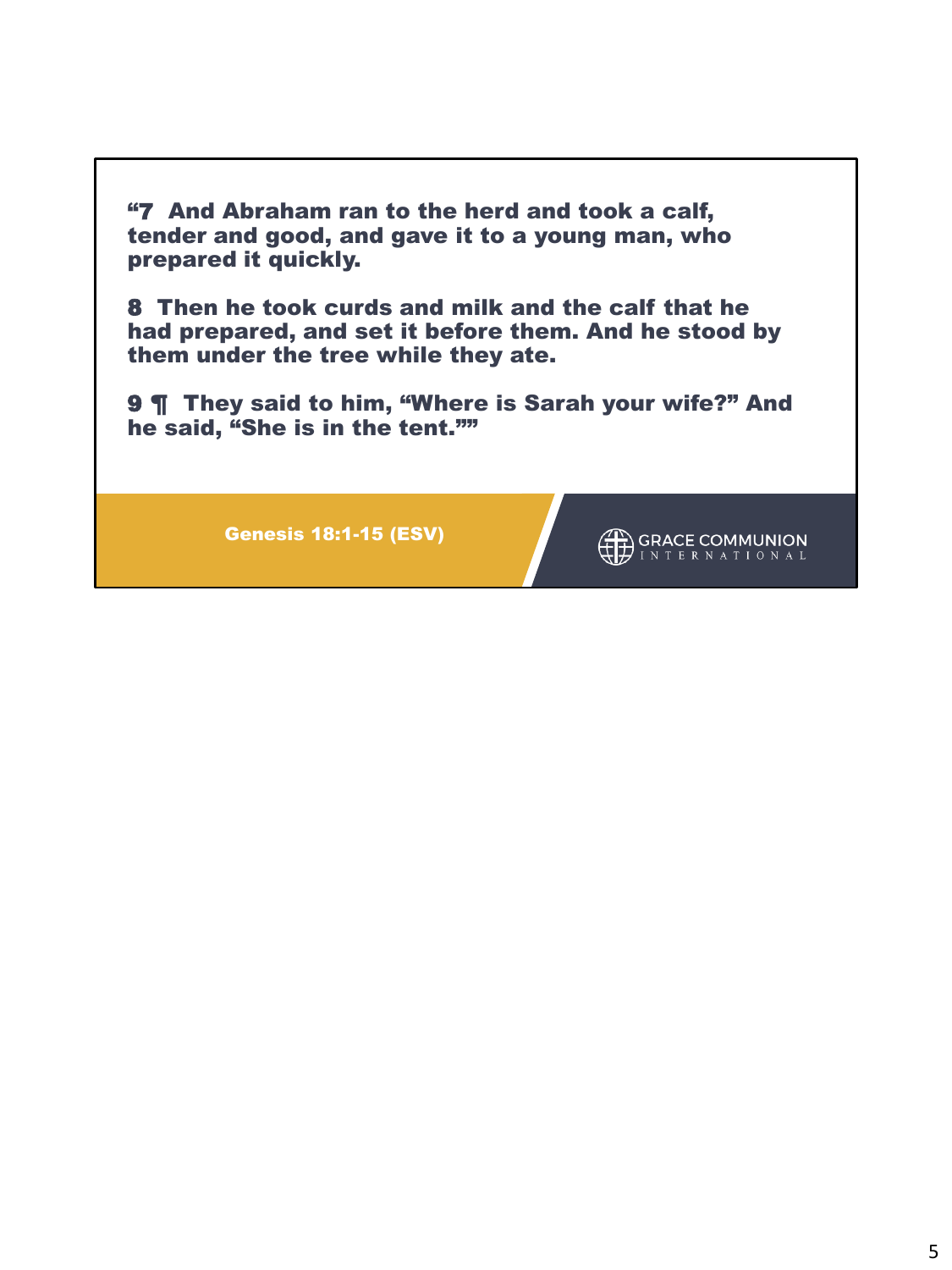**"7 And Abraham ran to the herd and took a calf, tender and good, and gave it to a young man, who prepared it quickly.**

**8 Then he took curds and milk and the calf that he had prepared, and set it before them. And he stood by them under the tree while they ate.**

**9 ¶ They said to him, "Where is Sarah your wife?" And he said, "She is in the tent.""**

**Genesis 18:1-15 (ESV)**

GRACE COMMUNION INTERNATIONAL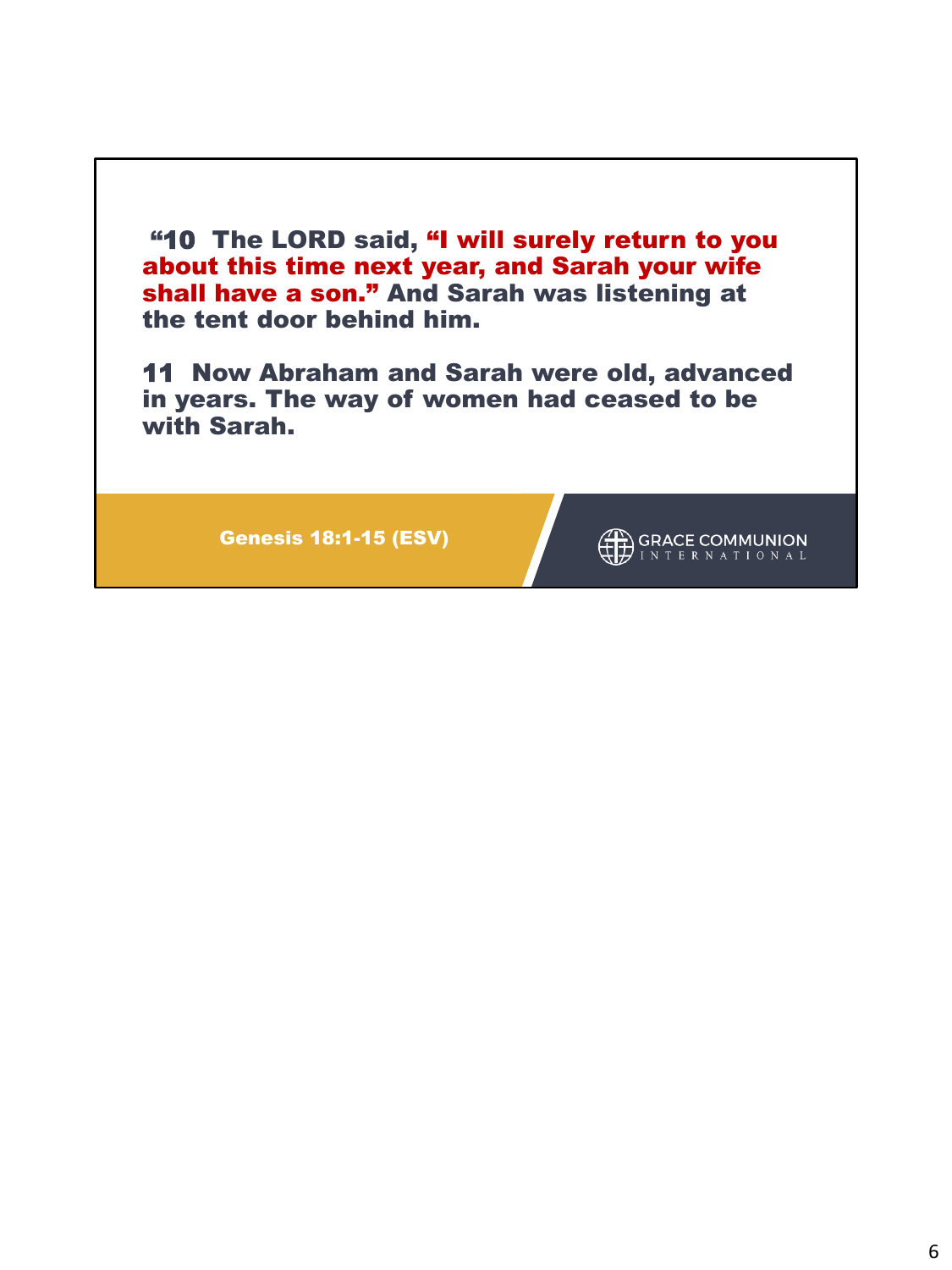**"10 The LORD said, "I will surely return to you about this time next year, and Sarah your wife shall have a son." And Sarah was listening at the tent door behind him.**

**11 Now Abraham and Sarah were old, advanced in years. The way of women had ceased to be with Sarah.**

**Genesis 18:1-15 (ESV)**

GRACE COMMUNION INTERNATIONAL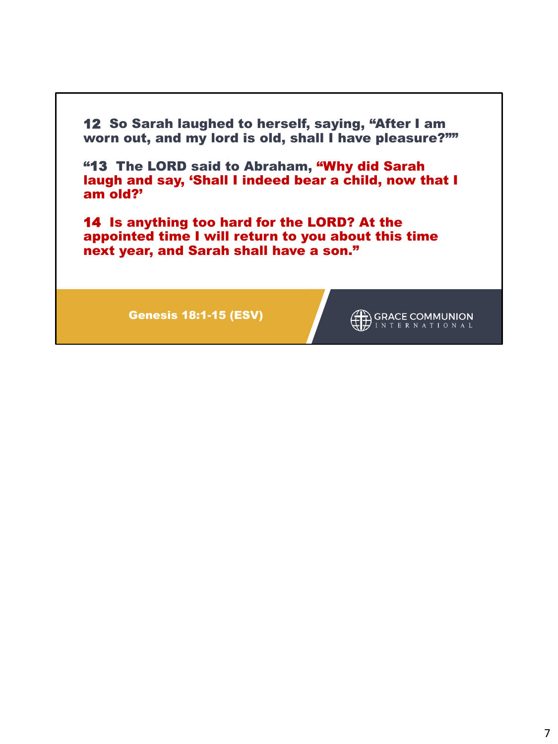**12** So Sarah laughed to herself, saying, "After I am worn out, and my lord is old, shall I have pleasure?""

"**13** The LORD said to Abraham, "Why did Sarah laugh and say, 'Shall I indeed bear a child, now that I am old?'

**14** Is anything too hard for the LORD? At the appointed time I will return to you about this time next year, and Sarah shall have a son."

Genesis 18:1-15 (ESV)

GRACE COMMUNION INTERNATIONAL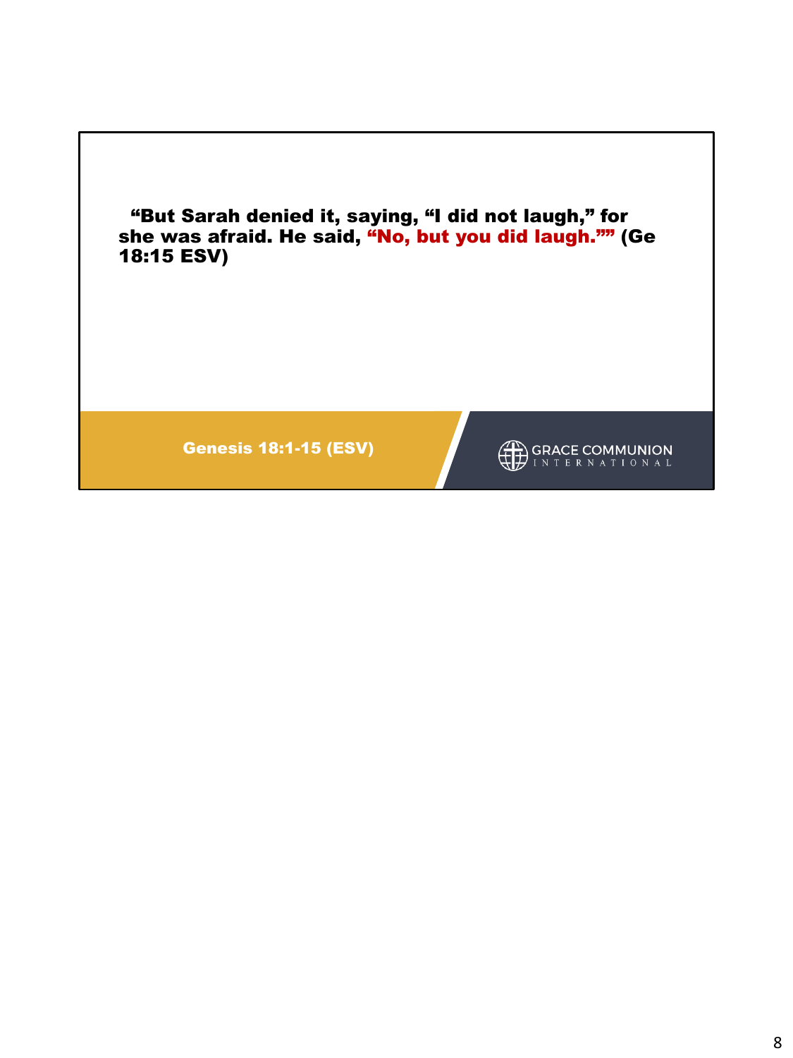**"But Sarah denied it, saying, "I did not laugh," for she was afraid. He said, "No, but you did laugh."" (Ge 18:15 ESV)**

**Genesis 18:1-15 (ESV)**

GRACE COMMUNION INTERNATIONAL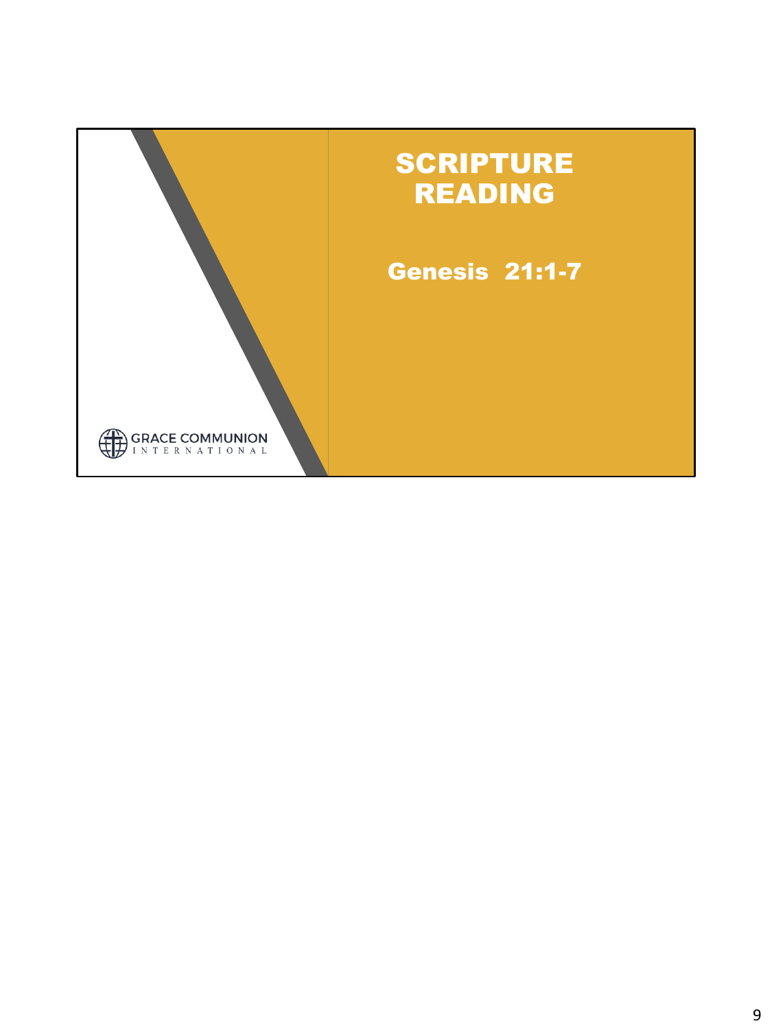# SCRIPTURE READING

**Genesis 21:1-7**

GRACE COMMUNION INTERNATIONAL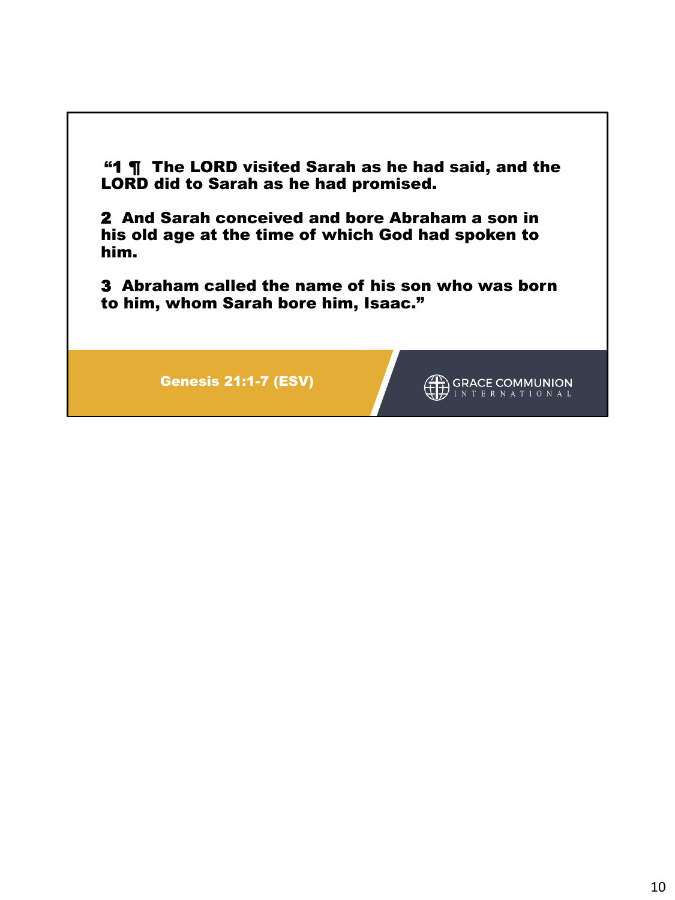“1 ¶ The LORD visited Sarah as he had said, and the LORD did to Sarah as he had promised.

2 And Sarah conceived and bore Abraham a son in his old age at the time of which God had spoken to him.

3 Abraham called the name of his son who was born to him, whom Sarah bore him, Isaac.”

Genesis 21:1-7 (ESV)

GRACE COMMUNION INTERNATIONAL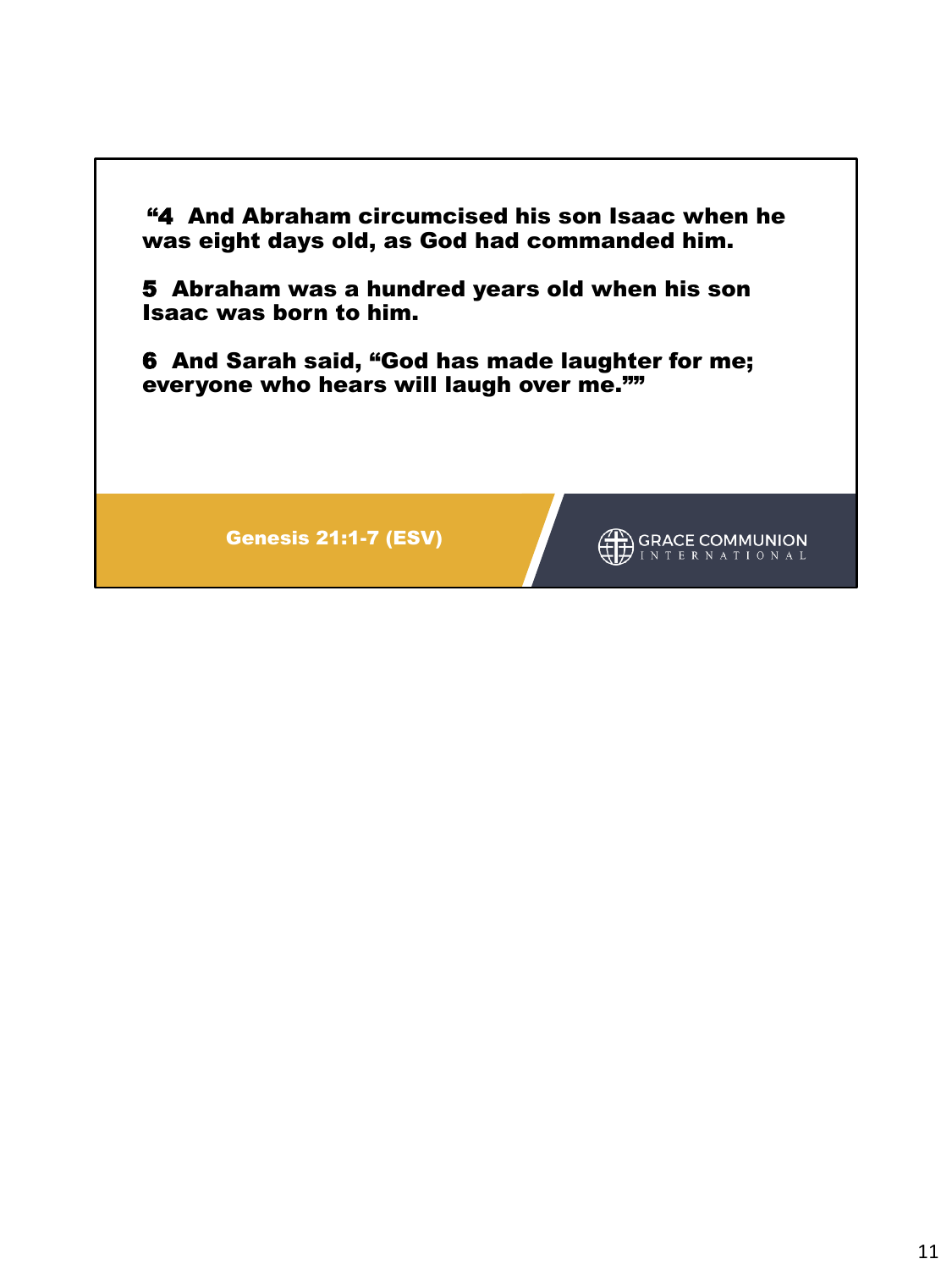**“4 And Abraham circumcised his son Isaac when he was eight days old, as God had commanded him.**

**5 Abraham was a hundred years old when his son Isaac was born to him.**

**6 And Sarah said, “God has made laughter for me; everyone who hears will laugh over me.””**

**Genesis 21:1-7 (ESV)**

GRACE COMMUNION INTERNATIONAL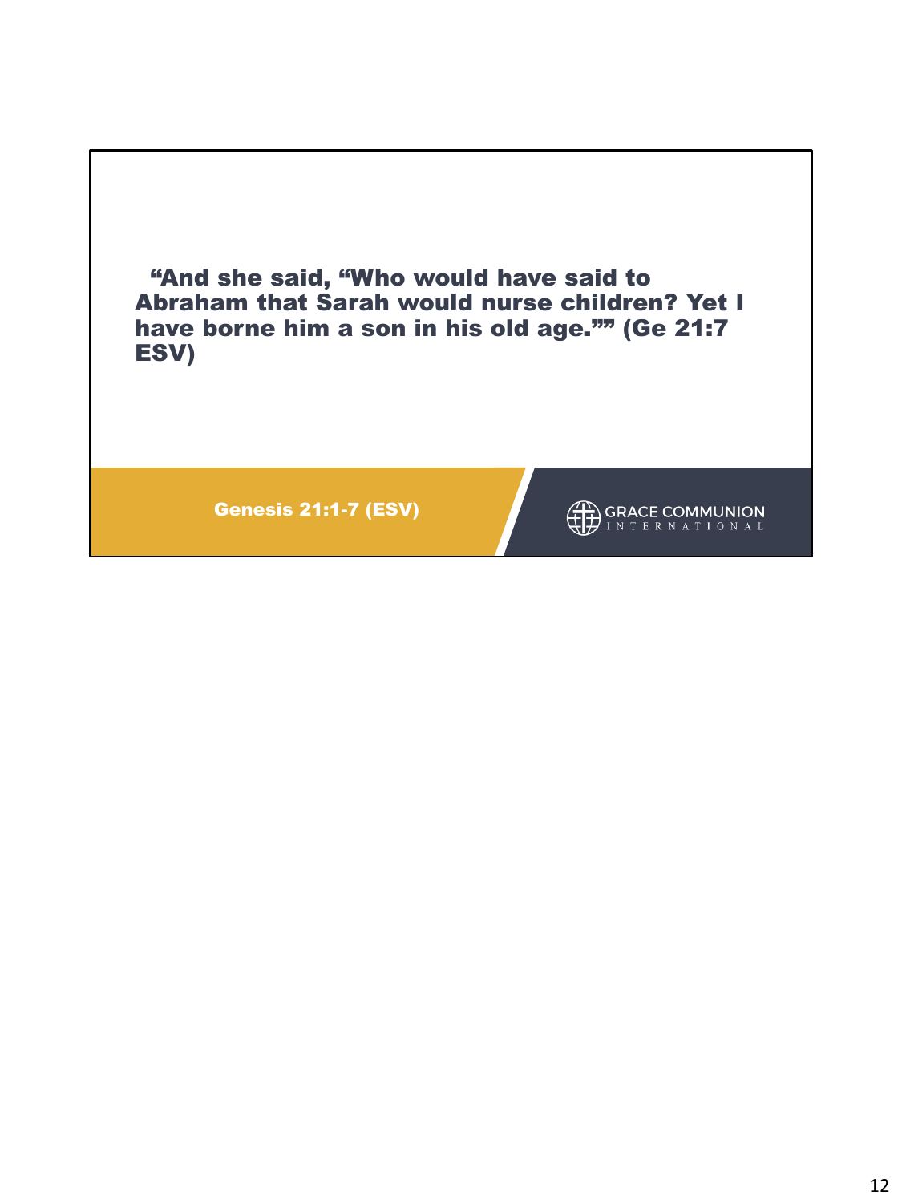**"And she said, "Who would have said to Abraham that Sarah would nurse children? Yet I have borne him a son in his old age."" (Ge 21:7 ESV)**

**Genesis 21:1-7 (ESV)**

GRACE COMMUNION INTERNATIONAL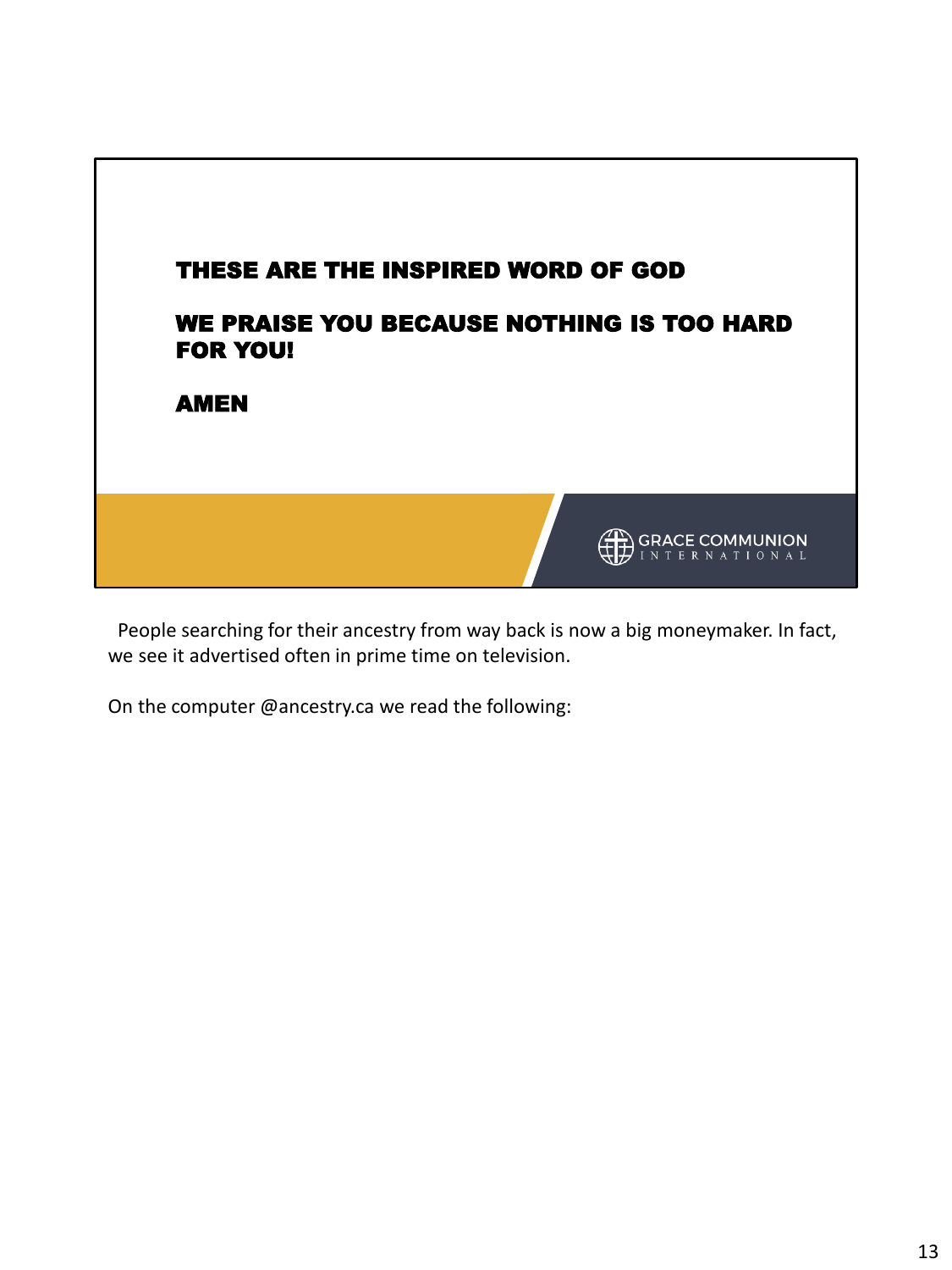**THESE ARE THE INSPIRED WORD OF GOD**

**WE PRAISE YOU BECAUSE NOTHING IS TOO HARD FOR YOU!**

**AMEN**

GRACE COMMUNION INTERNATIONAL

People searching for their ancestry from way back is now a big moneymaker. In fact, we see it advertised often in prime time on television.

On the computer @ancestry.ca we read the following: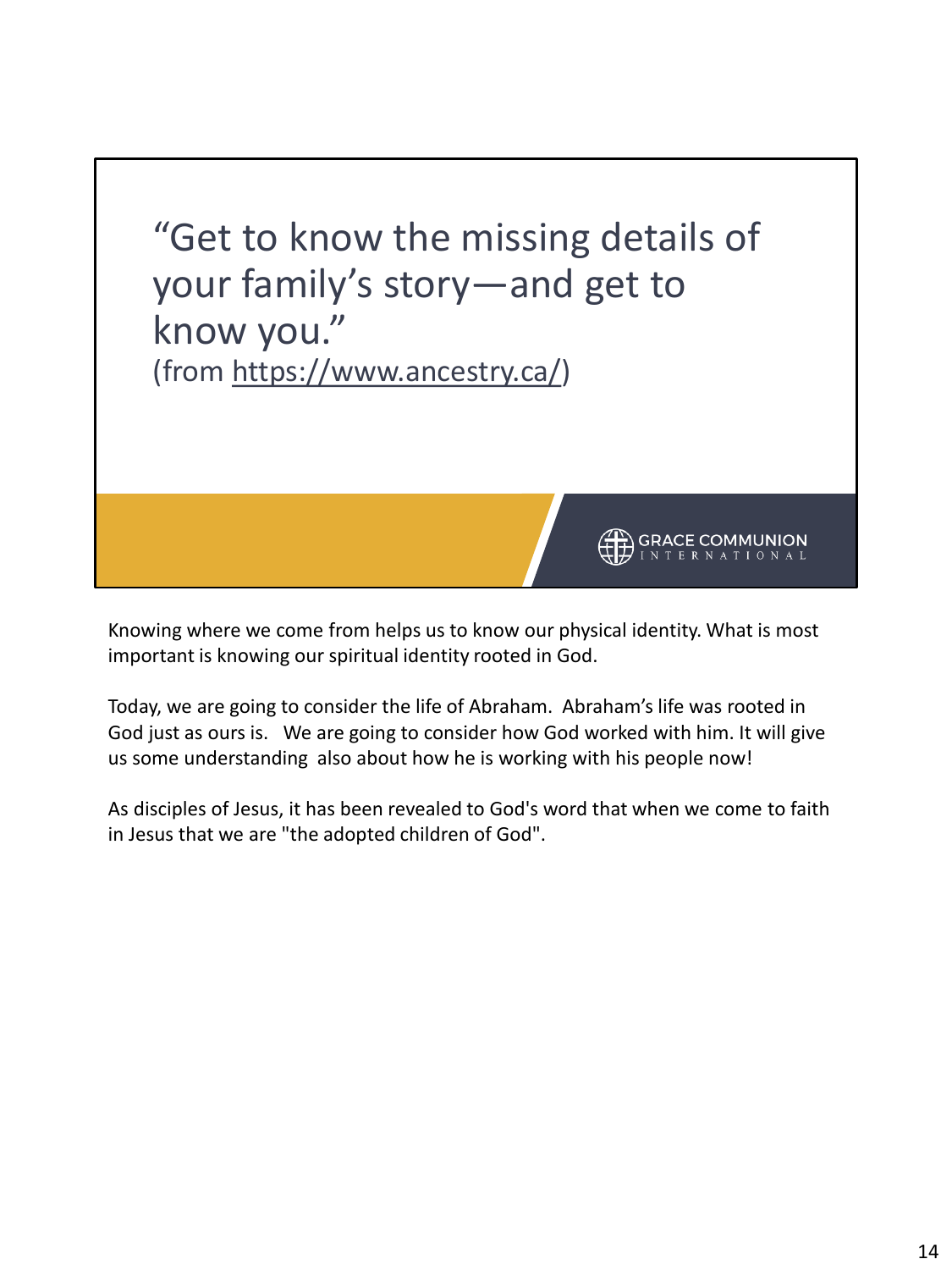“Get to know the missing details of your family’s story—and get to know you.”
(from https://www.ancestry.ca/)

GRACE COMMUNION INTERNATIONAL

Knowing where we come from helps us to know our physical identity. What is most important is knowing our spiritual identity rooted in God.

Today, we are going to consider the life of Abraham. Abraham’s life was rooted in God just as ours is. We are going to consider how God worked with him. It will give us some understanding also about how he is working with his people now!

As disciples of Jesus, it has been revealed to God's word that when we come to faith in Jesus that we are "the adopted children of God".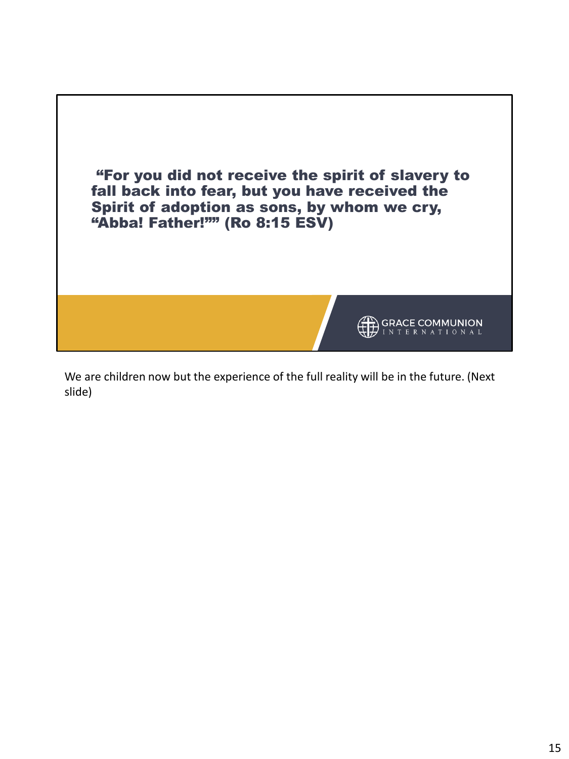**“For you did not receive the spirit of slavery to fall back into fear, but you have received the Spirit of adoption as sons, by whom we cry, “Abba! Father!”” (Ro 8:15 ESV)**

GRACE COMMUNION INTERNATIONAL

We are children now but the experience of the full reality will be in the future. (Next slide)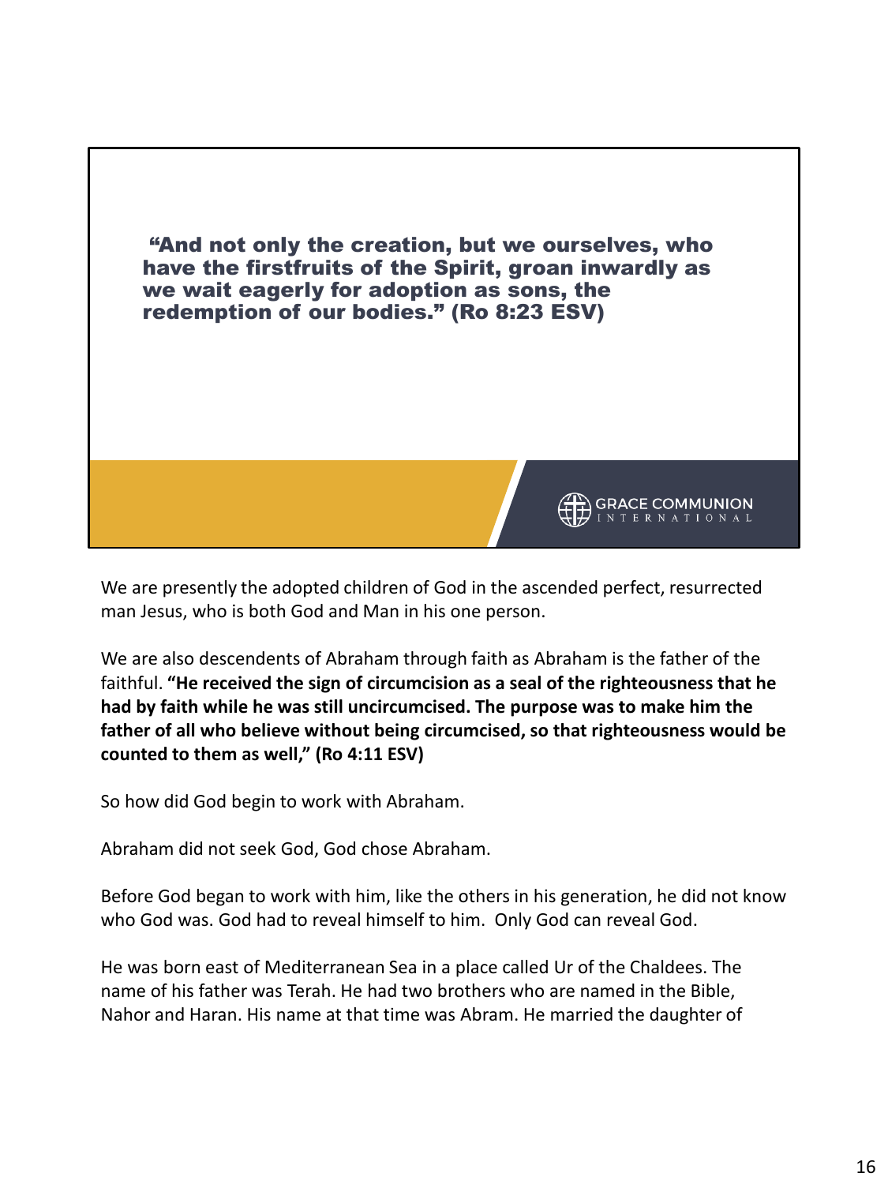**"And not only the creation, but we ourselves, who have the firstfruits of the Spirit, groan inwardly as we wait eagerly for adoption as sons, the redemption of our bodies." (Ro 8:23 ESV)**

GRACE COMMUNION INTERNATIONAL

We are presently the adopted children of God in the ascended perfect, resurrected man Jesus, who is both God and Man in his one person.

We are also descendents of Abraham through faith as Abraham is the father of the faithful. **"He received the sign of circumcision as a seal of the righteousness that he had by faith while he was still uncircumcised. The purpose was to make him the father of all who believe without being circumcised, so that righteousness would be counted to them as well," (Ro 4:11 ESV)**

So how did God begin to work with Abraham.

Abraham did not seek God, God chose Abraham.

Before God began to work with him, like the others in his generation, he did not know who God was. God had to reveal himself to him. Only God can reveal God.

He was born east of Mediterranean Sea in a place called Ur of the Chaldees. The name of his father was Terah. He had two brothers who are named in the Bible, Nahor and Haran. His name at that time was Abram. He married the daughter of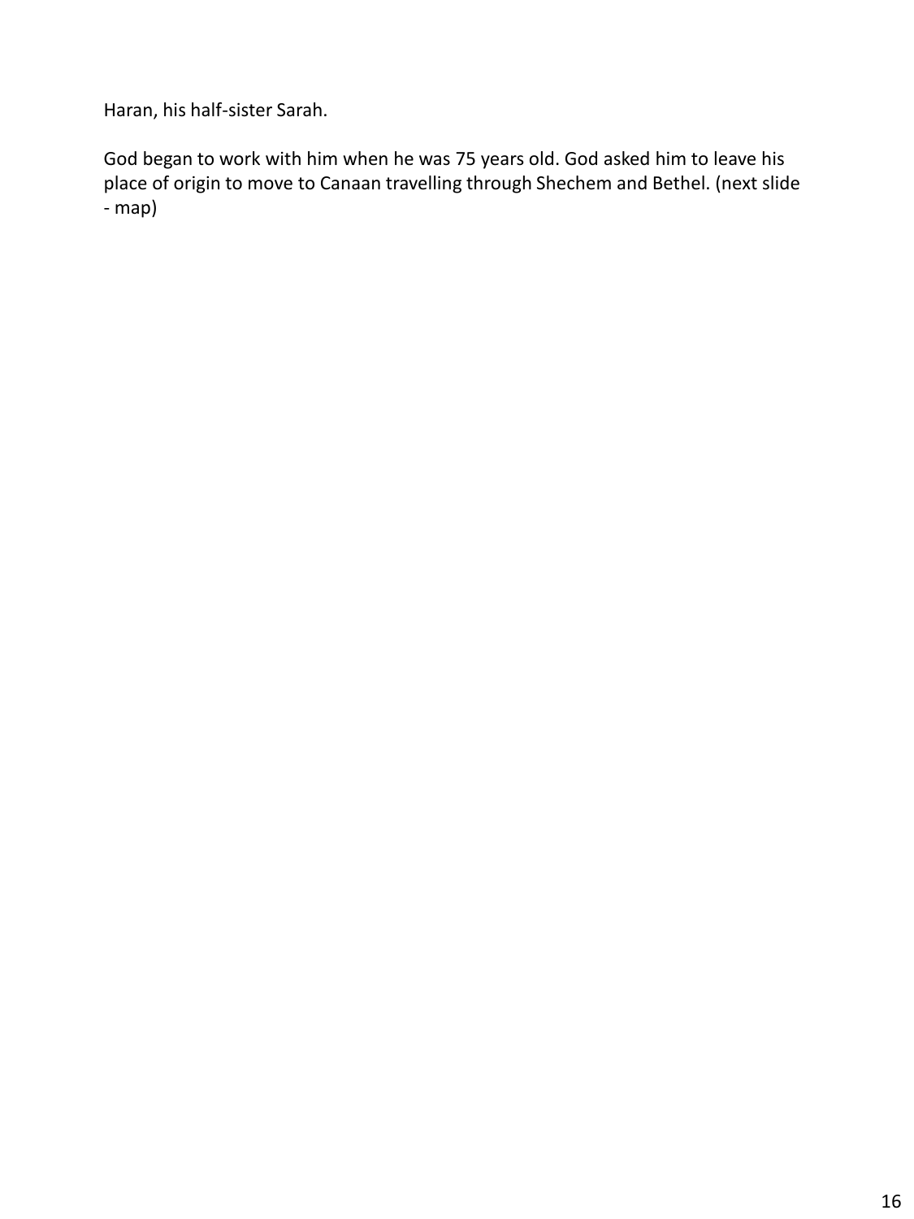Haran, his half-sister Sarah.

God began to work with him when he was 75 years old. God asked him to leave his place of origin to move to Canaan travelling through Shechem and Bethel. (next slide - map)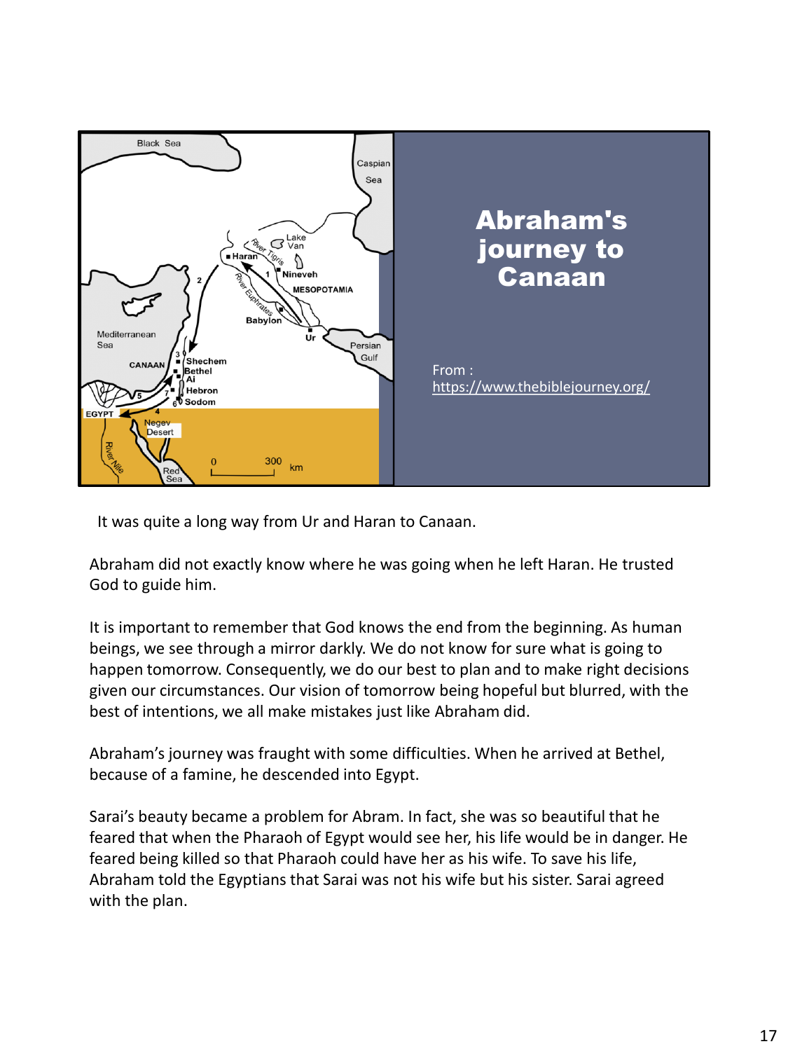## Abraham's journey to Canaan

From : https://www.thebiblejourney.org/

It was quite a long way from Ur and Haran to Canaan.

Abraham did not exactly know where he was going when he left Haran. He trusted God to guide him.

It is important to remember that God knows the end from the beginning. As human beings, we see through a mirror darkly. We do not know for sure what is going to happen tomorrow. Consequently, we do our best to plan and to make right decisions given our circumstances. Our vision of tomorrow being hopeful but blurred, with the best of intentions, we all make mistakes just like Abraham did.

Abraham's journey was fraught with some difficulties. When he arrived at Bethel, because of a famine, he descended into Egypt.

Sarai's beauty became a problem for Abram. In fact, she was so beautiful that he feared that when the Pharaoh of Egypt would see her, his life would be in danger. He feared being killed so that Pharaoh could have her as his wife. To save his life, Abraham told the Egyptians that Sarai was not his wife but his sister. Sarai agreed with the plan.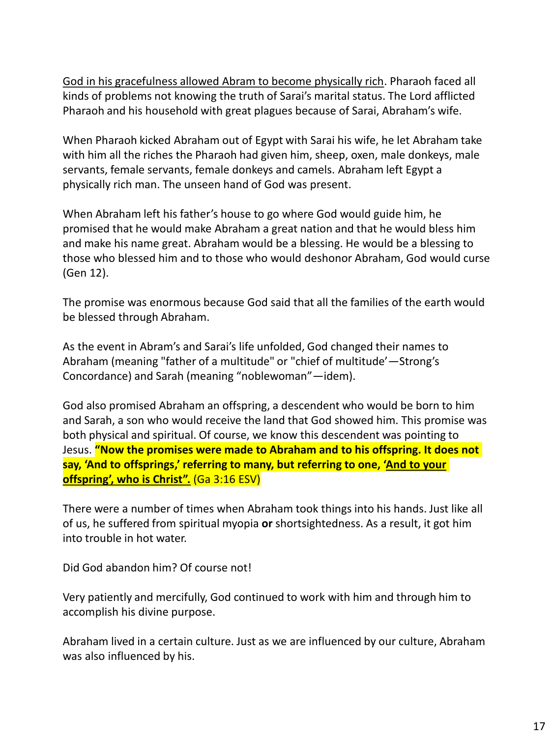<u>God in his gracefulness allowed Abram to become physically rich</u>. Pharaoh faced all kinds of problems not knowing the truth of Sarai's marital status. The Lord afflicted Pharaoh and his household with great plagues because of Sarai, Abraham's wife.

When Pharaoh kicked Abraham out of Egypt with Sarai his wife, he let Abraham take with him all the riches the Pharaoh had given him, sheep, oxen, male donkeys, male servants, female servants, female donkeys and camels. Abraham left Egypt a physically rich man. The unseen hand of God was present.

When Abraham left his father's house to go where God would guide him, he promised that he would make Abraham a great nation and that he would bless him and make his name great. Abraham would be a blessing. He would be a blessing to those who blessed him and to those who would deshonor Abraham, God would curse (Gen 12).

The promise was enormous because God said that all the families of the earth would be blessed through Abraham.

As the event in Abram's and Sarai's life unfolded, God changed their names to Abraham (meaning "father of a multitude" or "chief of multitude'—Strong's Concordance) and Sarah (meaning "noblewoman"—idem).

God also promised Abraham an offspring, a descendent who would be born to him and Sarah, a son who would receive the land that God showed him. This promise was both physical and spiritual. Of course, we know this descendent was pointing to Jesus. **"Now the promises were made to Abraham and to his offspring. It does not say, 'And to offsprings,' referring to many, but referring to one, '<u>And to your offspring', who is Christ".</u>** (Ga 3:16 ESV)

There were a number of times when Abraham took things into his hands. Just like all of us, he suffered from spiritual myopia **or** shortsightedness. As a result, it got him into trouble in hot water.

Did God abandon him? Of course not!

Very patiently and mercifully, God continued to work with him and through him to accomplish his divine purpose.

Abraham lived in a certain culture. Just as we are influenced by our culture, Abraham was also influenced by his.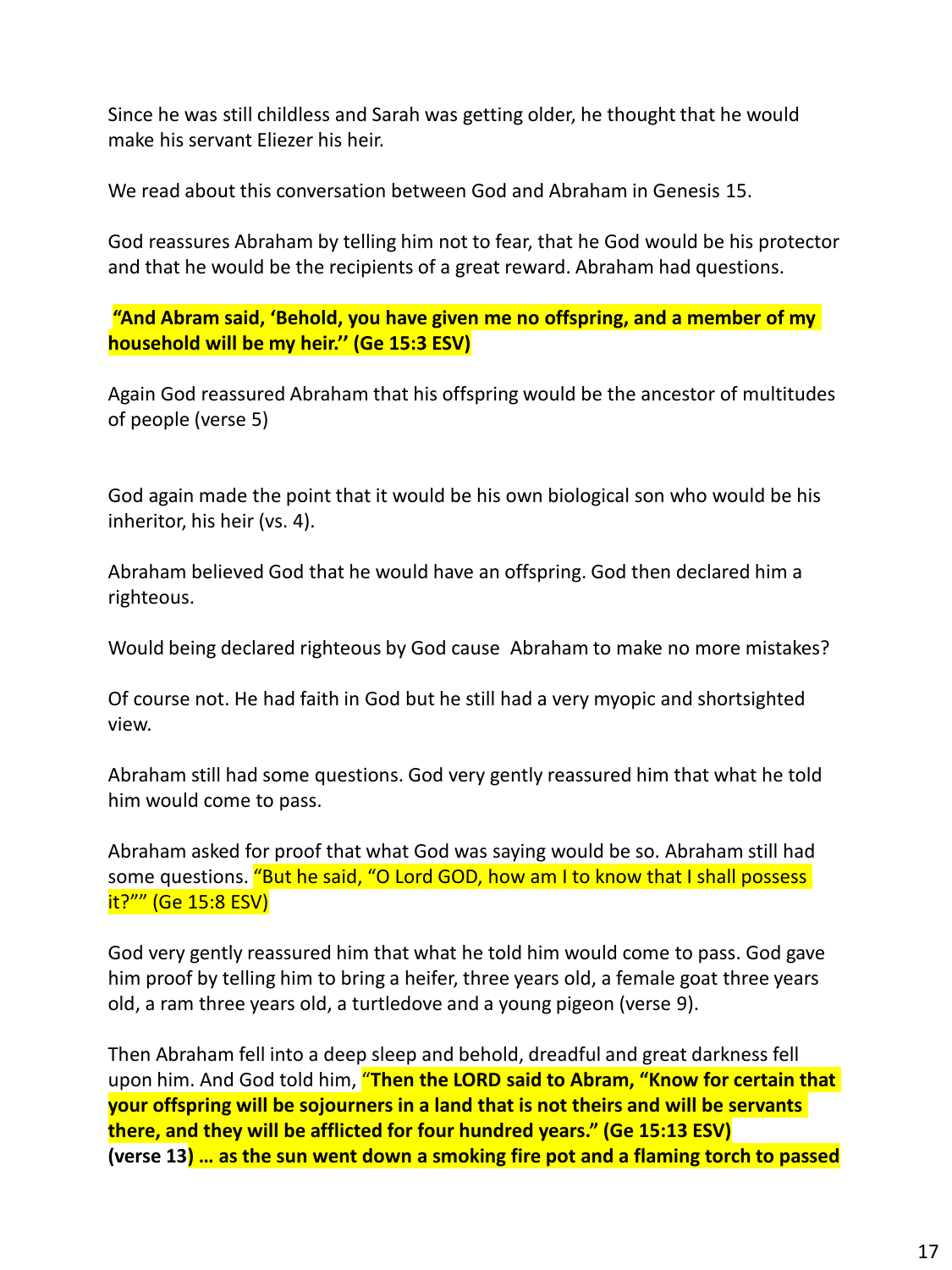Since he was still childless and Sarah was getting older, he thought that he would make his servant Eliezer his heir.

We read about this conversation between God and Abraham in Genesis 15.

God reassures Abraham by telling him not to fear, that he God would be his protector and that he would be the recipients of a great reward. Abraham had questions.

**"And Abram said, 'Behold, you have given me no offspring, and a member of my household will be my heir.'' (Ge 15:3 ESV)**

Again God reassured Abraham that his offspring would be the ancestor of multitudes of people (verse 5)

God again made the point that it would be his own biological son who would be his inheritor, his heir (vs. 4).

Abraham believed God that he would have an offspring. God then declared him a righteous.

Would being declared righteous by God cause Abraham to make no more mistakes?

Of course not. He had faith in God but he still had a very myopic and shortsighted view.

Abraham still had some questions. God very gently reassured him that what he told him would come to pass.

Abraham asked for proof that what God was saying would be so. Abraham still had some questions. "But he said, "O Lord GOD, how am I to know that I shall possess it?"" (Ge 15:8 ESV)

God very gently reassured him that what he told him would come to pass. God gave him proof by telling him to bring a heifer, three years old, a female goat three years old, a ram three years old, a turtledove and a young pigeon (verse 9).

Then Abraham fell into a deep sleep and behold, dreadful and great darkness fell upon him. And God told him, "**Then the LORD said to Abram, "Know for certain that your offspring will be sojourners in a land that is not theirs and will be servants there, and they will be afflicted for four hundred years." (Ge 15:13 ESV) (verse 13) … as the sun went down a smoking fire pot and a flaming torch to passed**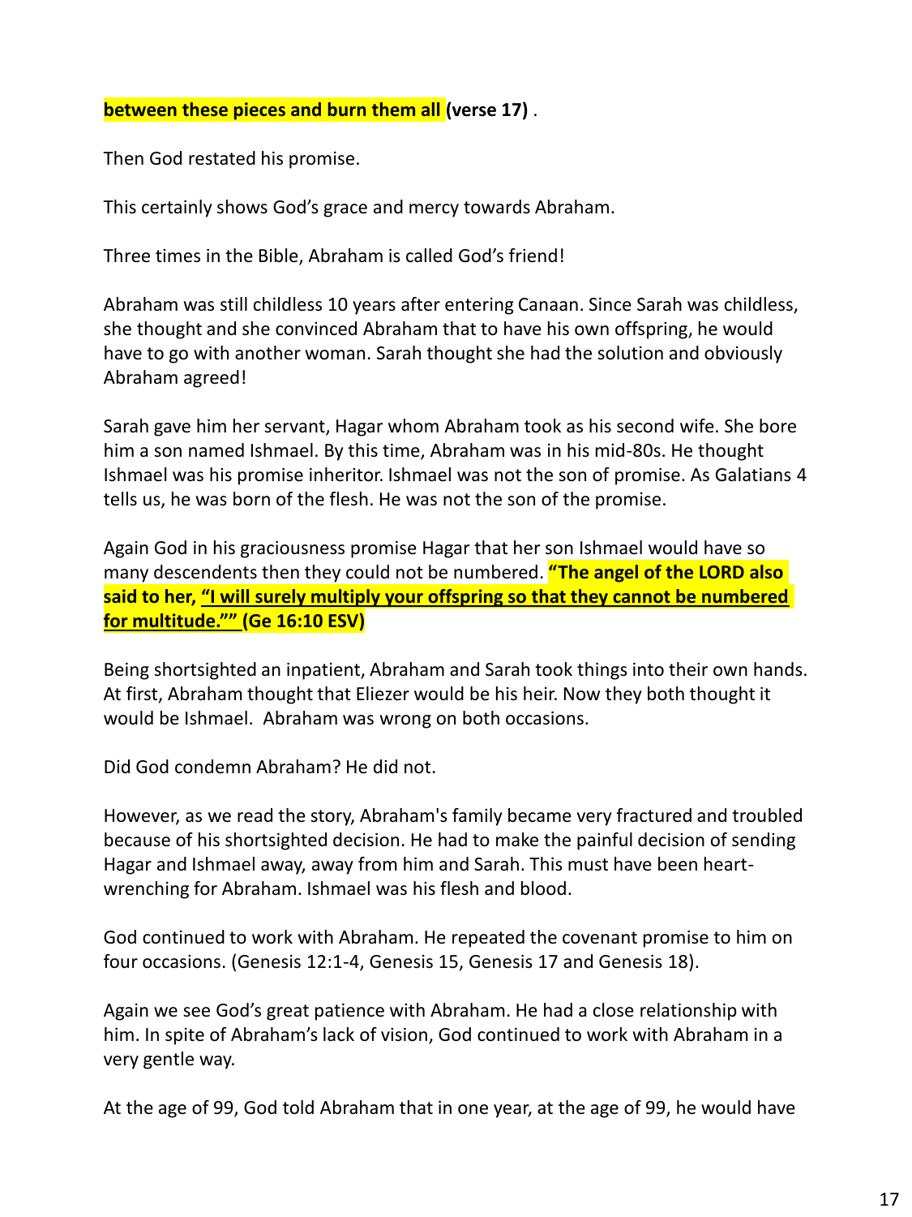**between these pieces and burn them all (verse 17)** .

Then God restated his promise.

This certainly shows God's grace and mercy towards Abraham.

Three times in the Bible, Abraham is called God's friend!

Abraham was still childless 10 years after entering Canaan. Since Sarah was childless, she thought and she convinced Abraham that to have his own offspring, he would have to go with another woman. Sarah thought she had the solution and obviously Abraham agreed!

Sarah gave him her servant, Hagar whom Abraham took as his second wife. She bore him a son named Ishmael. By this time, Abraham was in his mid-80s. He thought Ishmael was his promise inheritor. Ishmael was not the son of promise. As Galatians 4 tells us, he was born of the flesh. He was not the son of the promise.

Again God in his graciousness promise Hagar that her son Ishmael would have so many descendents then they could not be numbered. **"The angel of the LORD also said to her, "I will surely multiply your offspring so that they cannot be numbered for multitude."" (Ge 16:10 ESV)**

Being shortsighted an inpatient, Abraham and Sarah took things into their own hands. At first, Abraham thought that Eliezer would be his heir. Now they both thought it would be Ishmael. Abraham was wrong on both occasions.

Did God condemn Abraham? He did not.

However, as we read the story, Abraham's family became very fractured and troubled because of his shortsighted decision. He had to make the painful decision of sending Hagar and Ishmael away, away from him and Sarah. This must have been heart-wrenching for Abraham. Ishmael was his flesh and blood.

God continued to work with Abraham. He repeated the covenant promise to him on four occasions. (Genesis 12:1-4, Genesis 15, Genesis 17 and Genesis 18).

Again we see God's great patience with Abraham. He had a close relationship with him. In spite of Abraham's lack of vision, God continued to work with Abraham in a very gentle way.

At the age of 99, God told Abraham that in one year, at the age of 99, he would have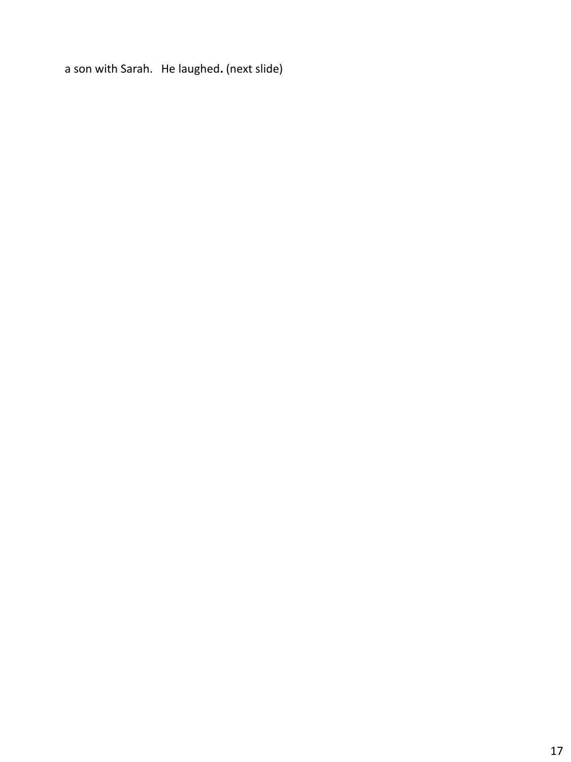a son with Sarah. He laughed**.** (next slide)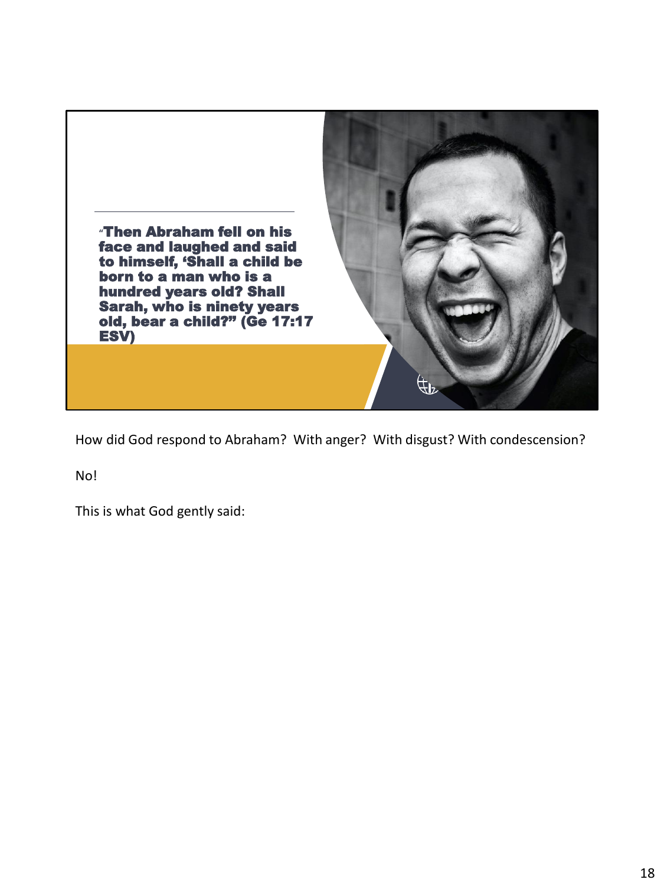"Then Abraham fell on his face and laughed and said to himself, 'Shall a child be born to a man who is a hundred years old? Shall Sarah, who is ninety years old, bear a child?" (Ge 17:17 ESV)

How did God respond to Abraham? With anger? With disgust? With condescension?

No!

This is what God gently said: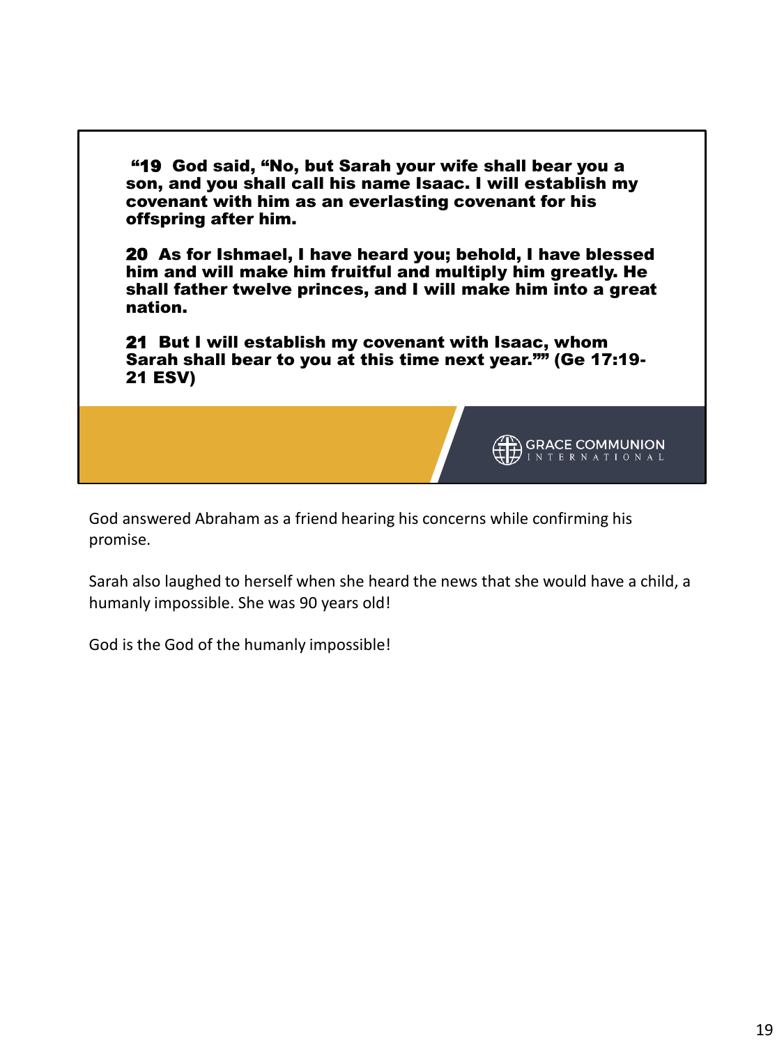**“19 God said, “No, but Sarah your wife shall bear you a son, and you shall call his name Isaac. I will establish my covenant with him as an everlasting covenant for his offspring after him.**

**20 As for Ishmael, I have heard you; behold, I have blessed him and will make him fruitful and multiply him greatly. He shall father twelve princes, and I will make him into a great nation.**

**21 But I will establish my covenant with Isaac, whom Sarah shall bear to you at this time next year.”” (Ge 17:19-21 ESV)**

GRACE COMMUNION INTERNATIONAL

God answered Abraham as a friend hearing his concerns while confirming his promise.

Sarah also laughed to herself when she heard the news that she would have a child, a humanly impossible. She was 90 years old!

God is the God of the humanly impossible!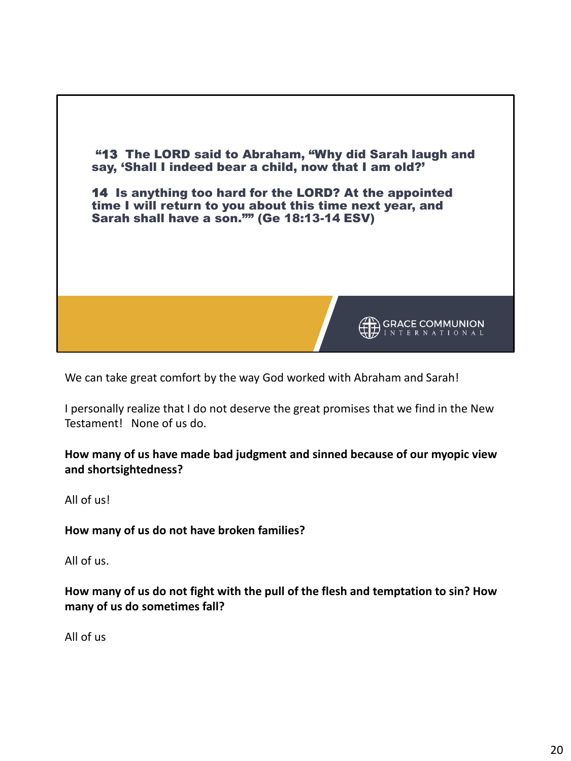**“13 The LORD said to Abraham, “Why did Sarah laugh and say, ‘Shall I indeed bear a child, now that I am old?’**

**14 Is anything too hard for the LORD? At the appointed time I will return to you about this time next year, and Sarah shall have a son.”” (Ge 18:13-14 ESV)**

GRACE COMMUNION INTERNATIONAL

We can take great comfort by the way God worked with Abraham and Sarah!

I personally realize that I do not deserve the great promises that we find in the New Testament! None of us do.

**How many of us have made bad judgment and sinned because of our myopic view and shortsightedness?**

All of us!

**How many of us do not have broken families?**

All of us.

**How many of us do not fight with the pull of the flesh and temptation to sin? How many of us do sometimes fall?**

All of us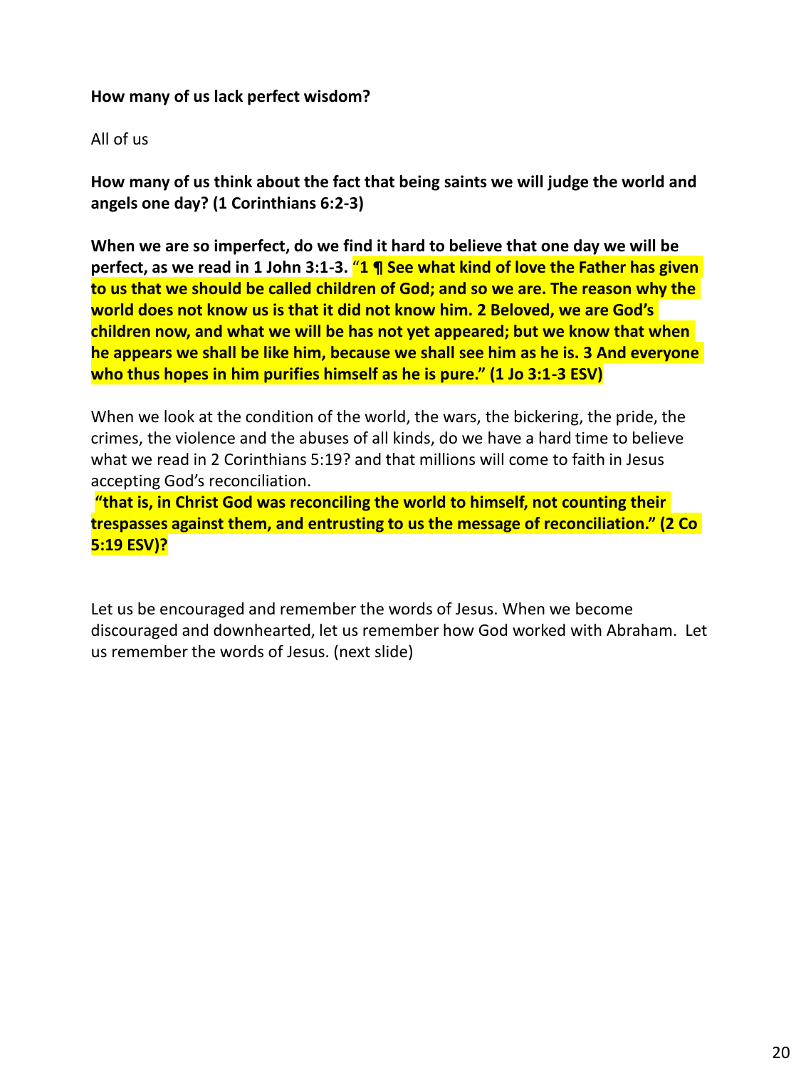**How many of us lack perfect wisdom?**

All of us

**How many of us think about the fact that being saints we will judge the world and angels one day? (1 Corinthians 6:2-3)**

**When we are so imperfect, do we find it hard to believe that one day we will be perfect, as we read in 1 John 3:1-3. "1 ¶ See what kind of love the Father has given to us that we should be called children of God; and so we are. The reason why the world does not know us is that it did not know him. 2 Beloved, we are God's children now, and what we will be has not yet appeared; but we know that when he appears we shall be like him, because we shall see him as he is. 3 And everyone who thus hopes in him purifies himself as he is pure." (1 Jo 3:1-3 ESV)**

When we look at the condition of the world, the wars, the bickering, the pride, the crimes, the violence and the abuses of all kinds, do we have a hard time to believe what we read in 2 Corinthians 5:19? and that millions will come to faith in Jesus accepting God's reconciliation.

**"that is, in Christ God was reconciling the world to himself, not counting their trespasses against them, and entrusting to us the message of reconciliation." (2 Co 5:19 ESV)?**

Let us be encouraged and remember the words of Jesus. When we become discouraged and downhearted, let us remember how God worked with Abraham. Let us remember the words of Jesus. (next slide)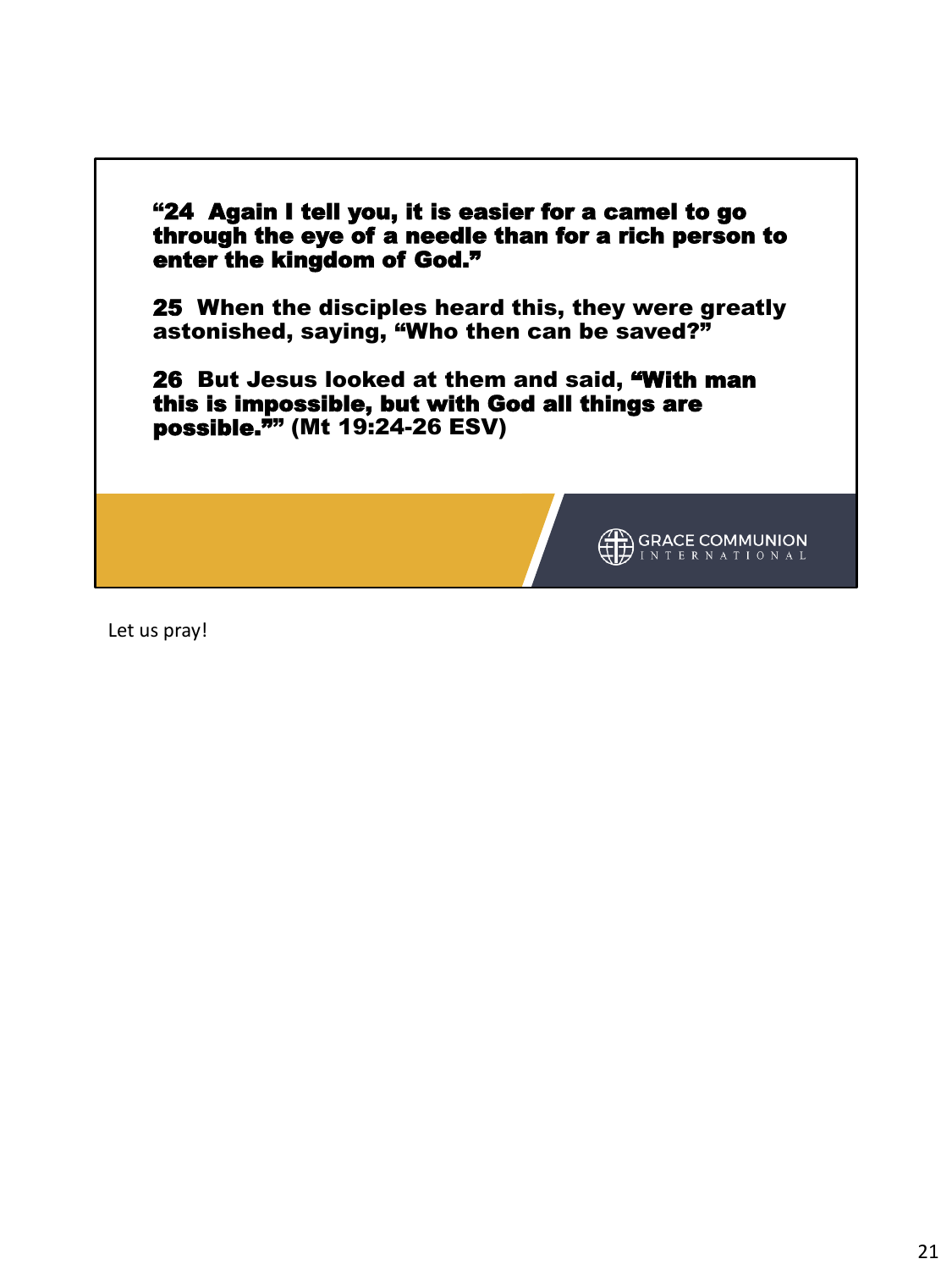"24 Again I tell you, it is easier for a camel to go through the eye of a needle than for a rich person to enter the kingdom of God."

25 When the disciples heard this, they were greatly astonished, saying, "Who then can be saved?"

26 But Jesus looked at them and said, "With man this is impossible, but with God all things are possible."" (Mt 19:24-26 ESV)

GRACE COMMUNION INTERNATIONAL

Let us pray!